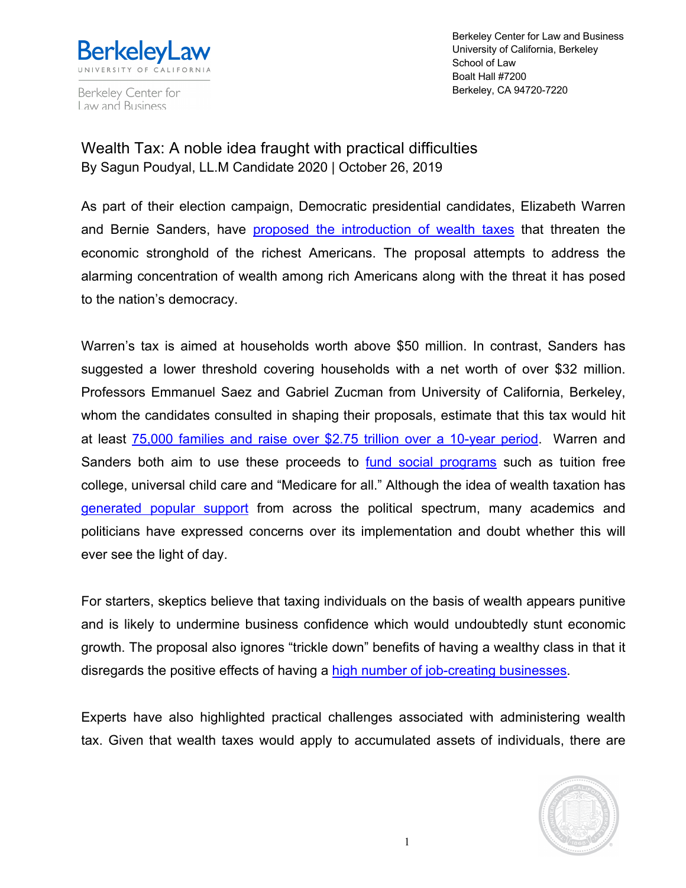Berkeley Law
UNIVERSITY OF CALIFORNIA

Berkeley Center for Law and Business

Berkeley Center for Law and Business
University of California, Berkeley
School of Law
Boalt Hall #7200
Berkeley, CA 94720-7220

# Wealth Tax: A noble idea fraught with practical difficulties

By Sagun Poudyal, LL.M Candidate 2020 | October 26, 2019

As part of their election campaign, Democratic presidential candidates, Elizabeth Warren and Bernie Sanders, have proposed the introduction of wealth taxes that threaten the economic stronghold of the richest Americans. The proposal attempts to address the alarming concentration of wealth among rich Americans along with the threat it has posed to the nation's democracy.

Warren's tax is aimed at households worth above $50 million. In contrast, Sanders has suggested a lower threshold covering households with a net worth of over $32 million. Professors Emmanuel Saez and Gabriel Zucman from University of California, Berkeley, whom the candidates consulted in shaping their proposals, estimate that this tax would hit at least 75,000 families and raise over $2.75 trillion over a 10-year period. Warren and Sanders both aim to use these proceeds to fund social programs such as tuition free college, universal child care and "Medicare for all." Although the idea of wealth taxation has generated popular support from across the political spectrum, many academics and politicians have expressed concerns over its implementation and doubt whether this will ever see the light of day.

For starters, skeptics believe that taxing individuals on the basis of wealth appears punitive and is likely to undermine business confidence which would undoubtedly stunt economic growth. The proposal also ignores "trickle down" benefits of having a wealthy class in that it disregards the positive effects of having a high number of job-creating businesses.

Experts have also highlighted practical challenges associated with administering wealth tax. Given that wealth taxes would apply to accumulated assets of individuals, there are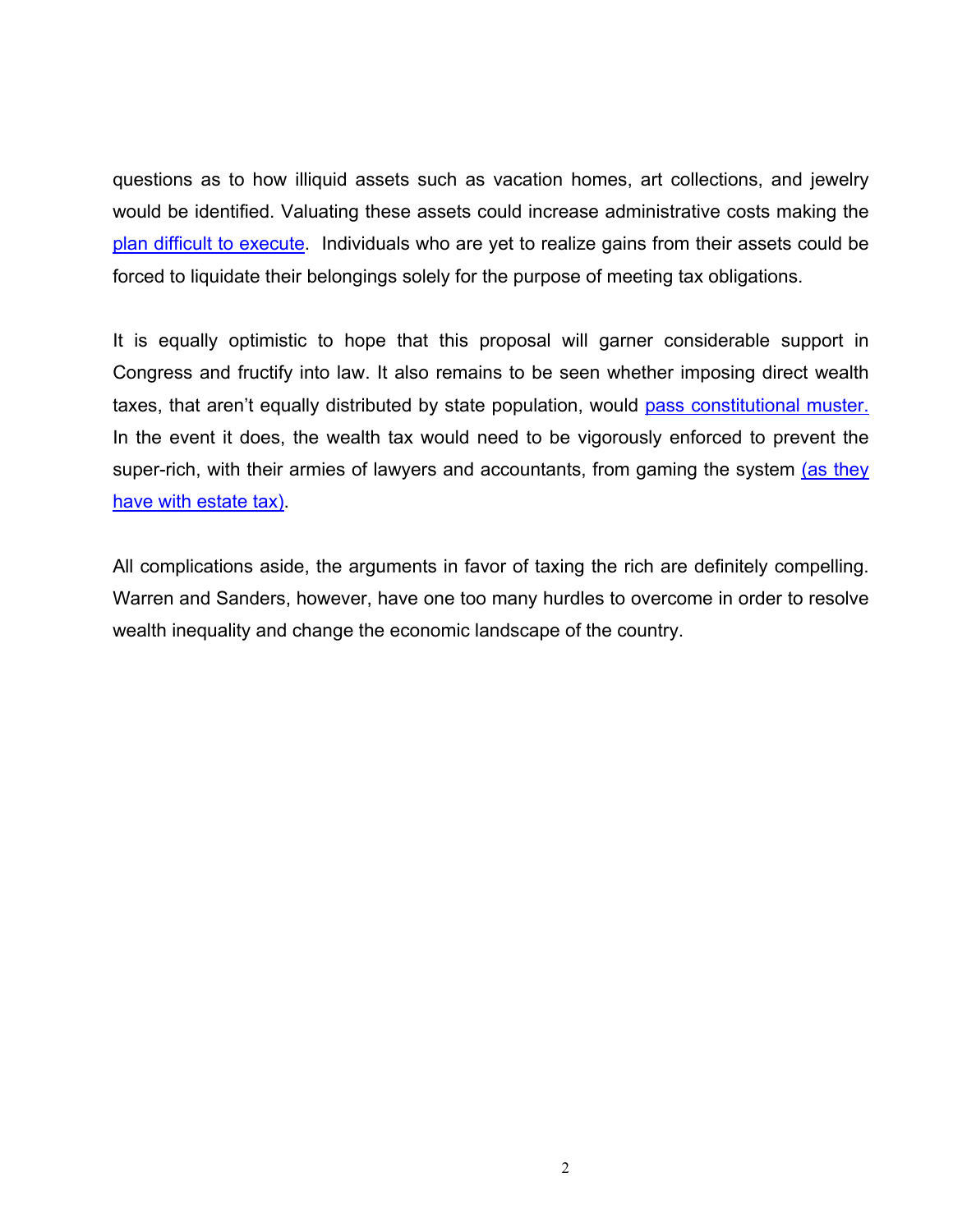questions as to how illiquid assets such as vacation homes, art collections, and jewelry would be identified. Valuating these assets could increase administrative costs making the plan difficult to execute.  Individuals who are yet to realize gains from their assets could be forced to liquidate their belongings solely for the purpose of meeting tax obligations.

It is equally optimistic to hope that this proposal will garner considerable support in Congress and fructify into law. It also remains to be seen whether imposing direct wealth taxes, that aren't equally distributed by state population, would pass constitutional muster. In the event it does, the wealth tax would need to be vigorously enforced to prevent the super-rich, with their armies of lawyers and accountants, from gaming the system (as they have with estate tax).

All complications aside, the arguments in favor of taxing the rich are definitely compelling. Warren and Sanders, however, have one too many hurdles to overcome in order to resolve wealth inequality and change the economic landscape of the country.